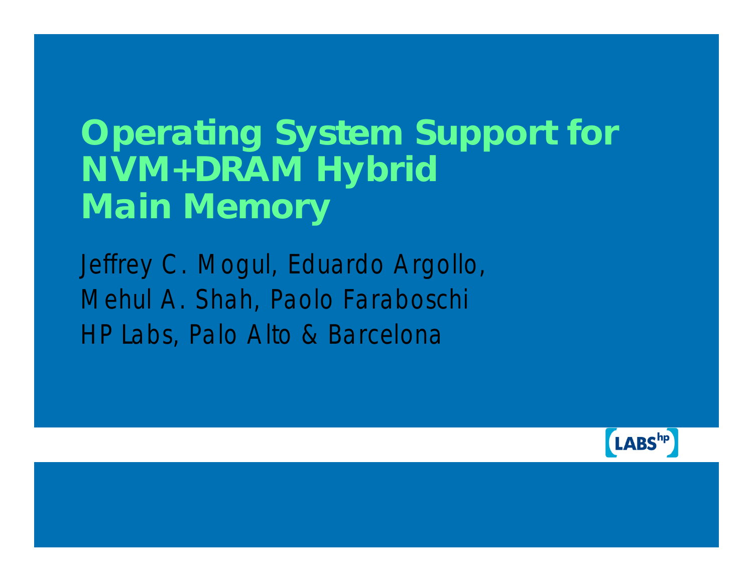# Operating System Support for NVM+DRAM Hybrid Main Memory

Jeffrey C. Mogul, Eduardo Argollo,
Mehul A. Shah, Paolo Faraboschi
HP Labs, Palo Alto & Barcelona

LABS hp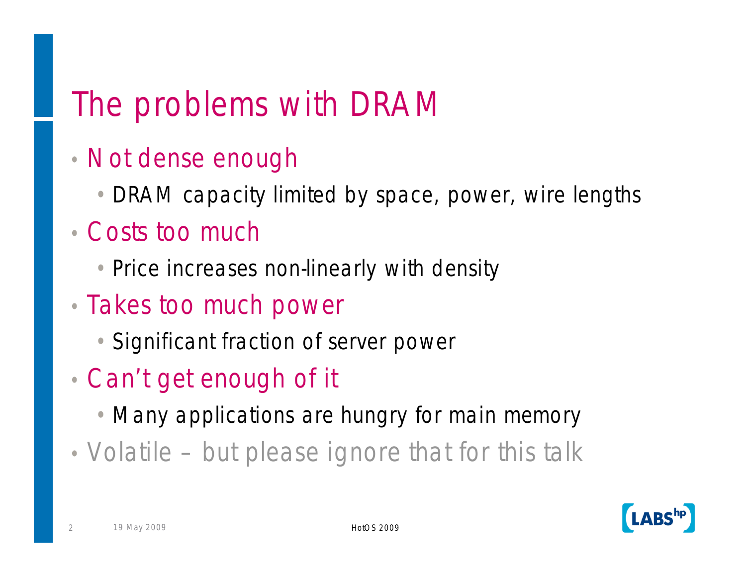# The problems with DRAM

- Not dense enough
  - DRAM capacity limited by space, power, wire lengths
- Costs too much
  - Price increases non-linearly with density
- Takes too much power
  - Significant fraction of server power
- Can't get enough of it
  - Many applications are hungry for main memory
- Volatile – but please ignore that for this talk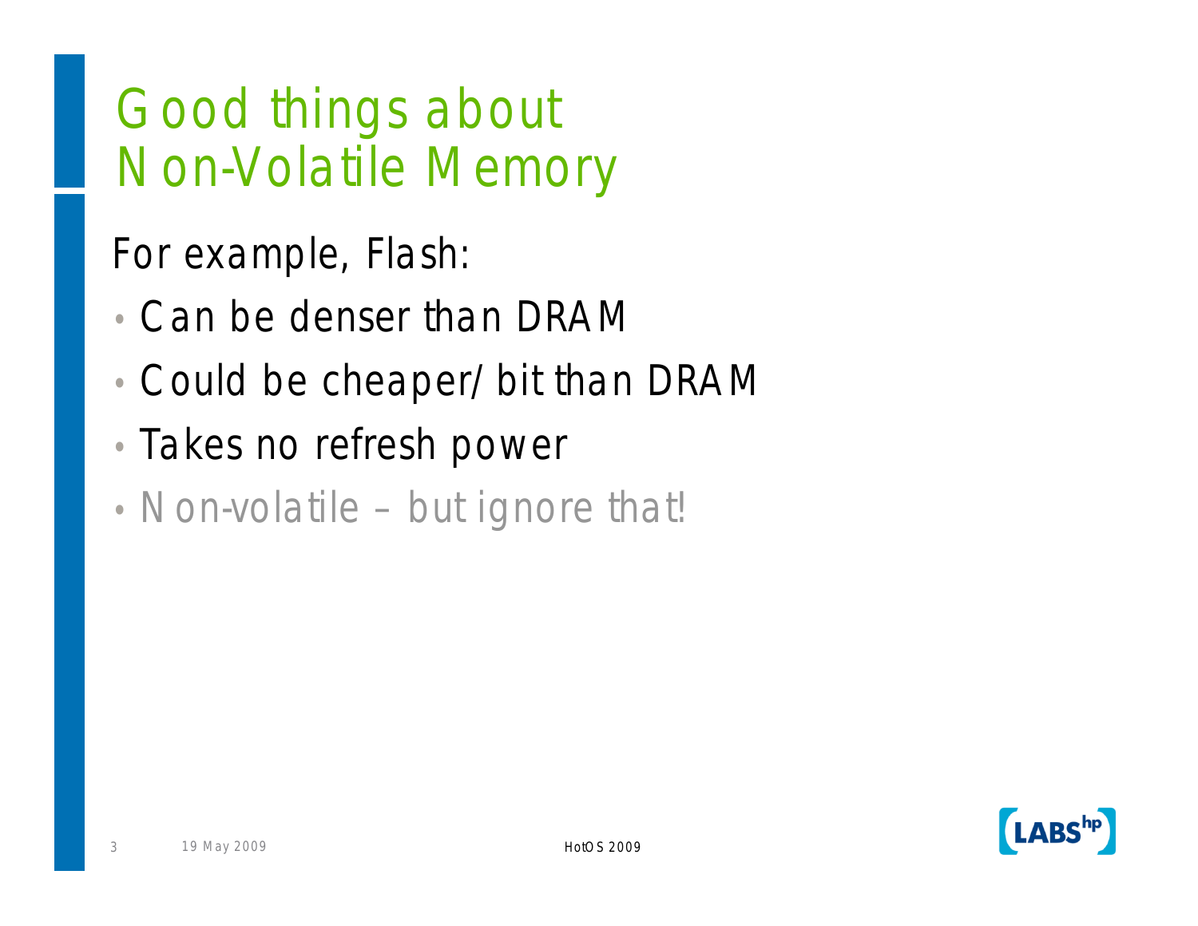# Good things about Non-Volatile Memory

For example, Flash:

- Can be denser than DRAM
- Could be cheaper/bit than DRAM
- Takes no refresh power
- Non-volatile – but ignore that!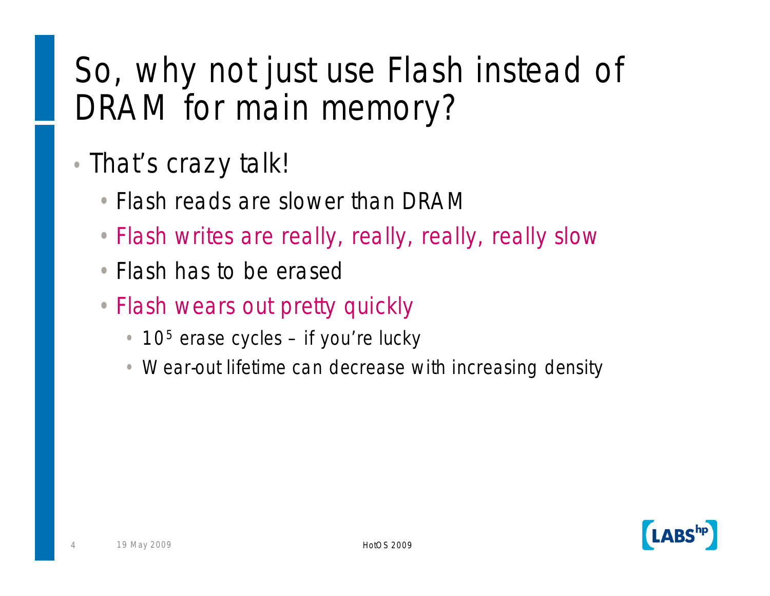# So, why not just use Flash instead of DRAM for main memory?

- That's crazy talk!
  - Flash reads are slower than DRAM
  - Flash writes are really, really, really, really slow
  - Flash has to be erased
  - Flash wears out pretty quickly
    - $10^5$ erase cycles – if you're lucky
    - Wear-out lifetime can decrease with increasing density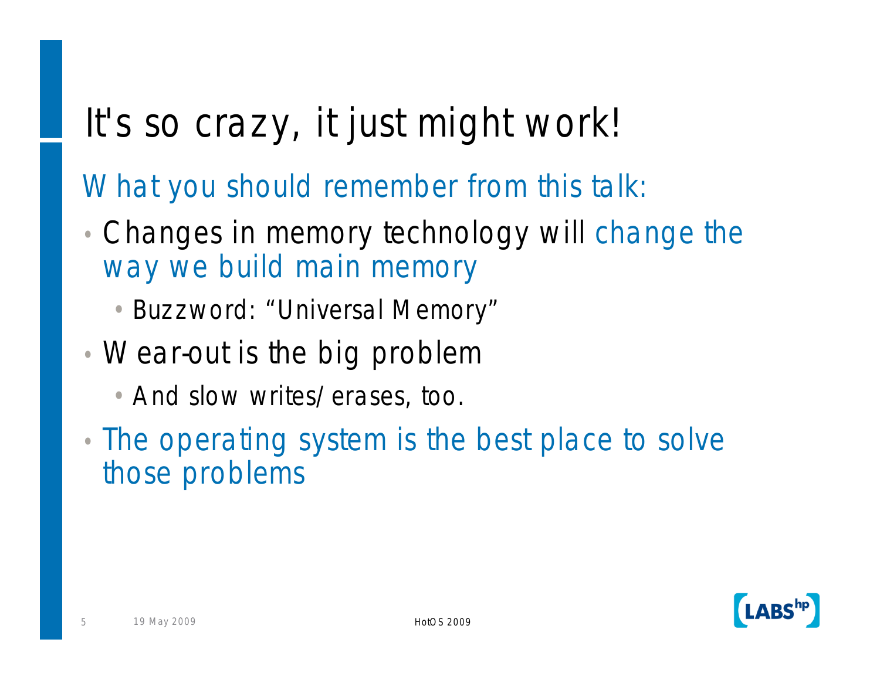# It's so crazy, it just might work!

What you should remember from this talk:

- Changes in memory technology will change the way we build main memory
  - Buzzword: “Universal Memory”
- Wear-out is the big problem
  - And slow writes/erases, too.
- The operating system is the best place to solve those problems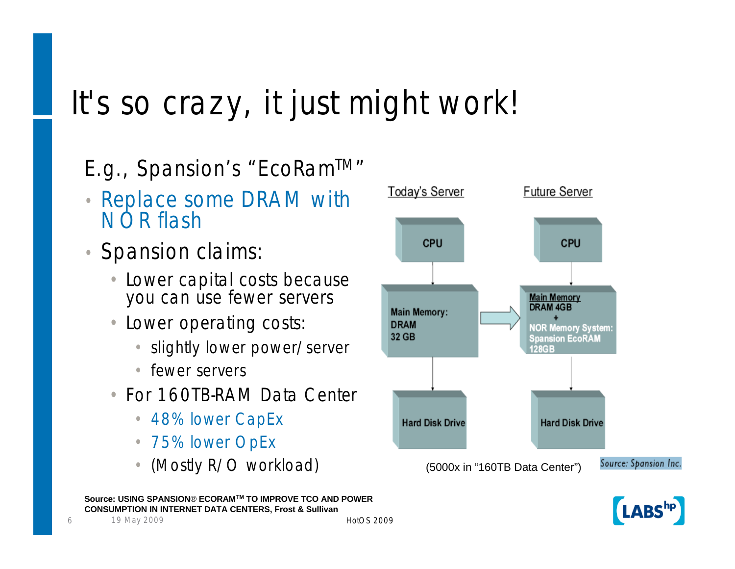# It's so crazy, it just might work!

E.g., Spansion's "EcoRam™"

- Replace some DRAM with NOR flash
- Spansion claims:
  - Lower capital costs because you can use fewer servers
  - Lower operating costs:
    - slightly lower power/server
    - fewer servers
  - For 160TB-RAM Data Center
    - 48% lower CapEx
    - 75% lower OpEx
    - (Mostly R/O workload)

Today's Server: CPU → Main Memory: DRAM 32 GB → Hard Disk Drive

Future Server: CPU → Main Memory DRAM 4GB + NOR Memory System: Spansion EcoRAM 128GB → Hard Disk Drive

(5000x in "160TB Data Center")

Source: Spansion Inc.

**Source: USING SPANSION® ECORAM™ TO IMPROVE TCO AND POWER CONSUMPTION IN INTERNET DATA CENTERS, Frost & Sullivan**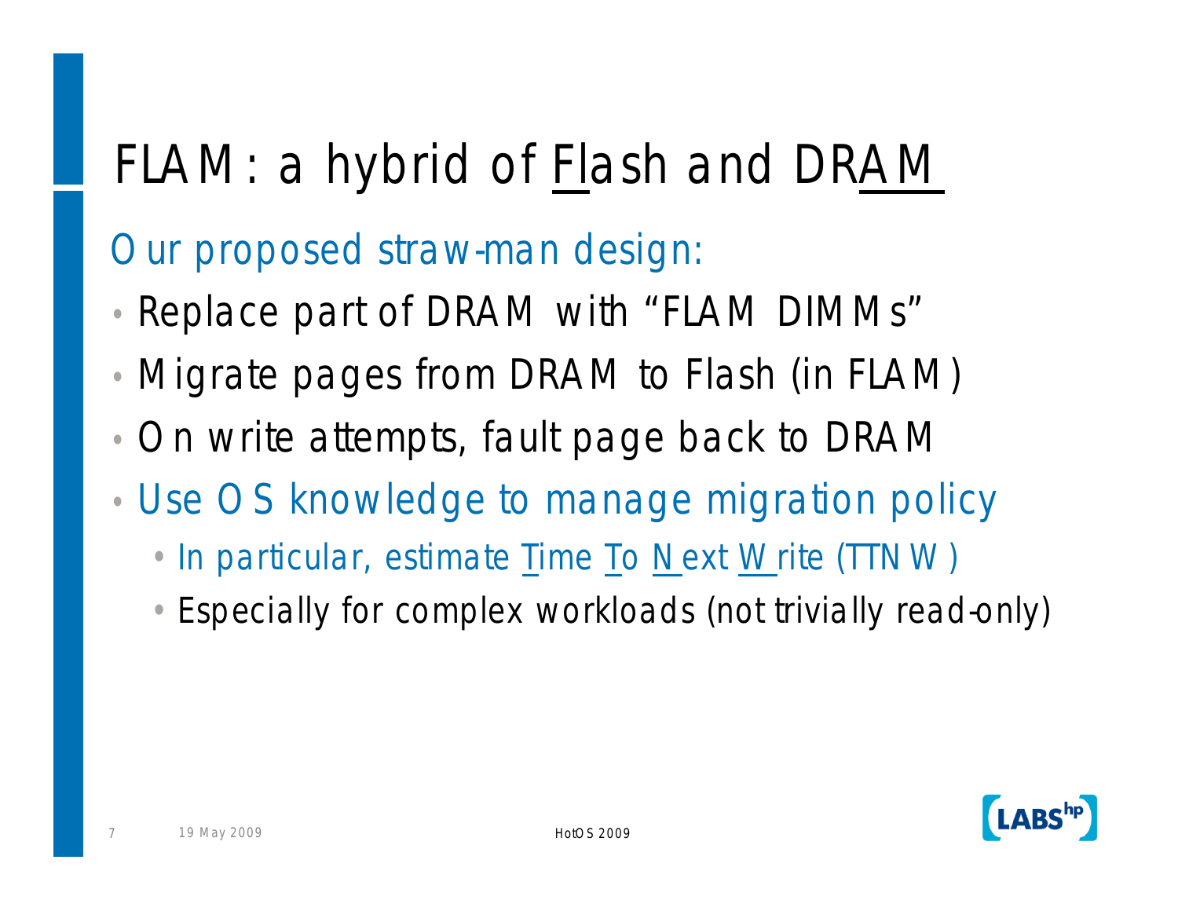# FLAM: a hybrid of Flash and DRAM

Our proposed straw-man design:

- Replace part of DRAM with "FLAM DIMMs"
- Migrate pages from DRAM to Flash (in FLAM)
- On write attempts, fault page back to DRAM
- Use OS knowledge to manage migration policy
  - In particular, estimate Time To Next Write (TTNW)
  - Especially for complex workloads (not trivially read-only)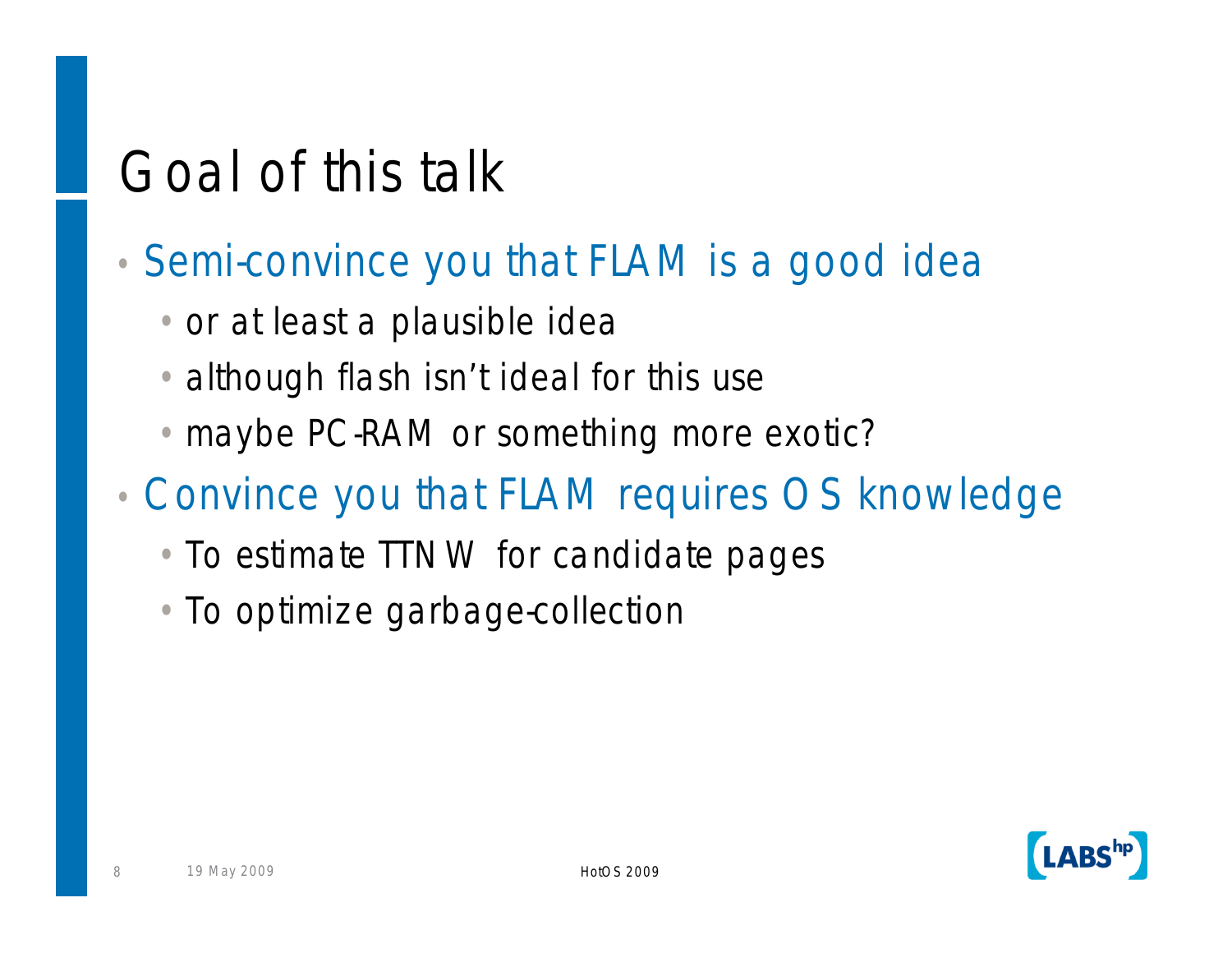# Goal of this talk

- Semi-convince you that FLAM is a good idea
  - or at least a plausible idea
  - although flash isn't ideal for this use
  - maybe PC-RAM or something more exotic?
- Convince you that FLAM requires OS knowledge
  - To estimate TTNW for candidate pages
  - To optimize garbage-collection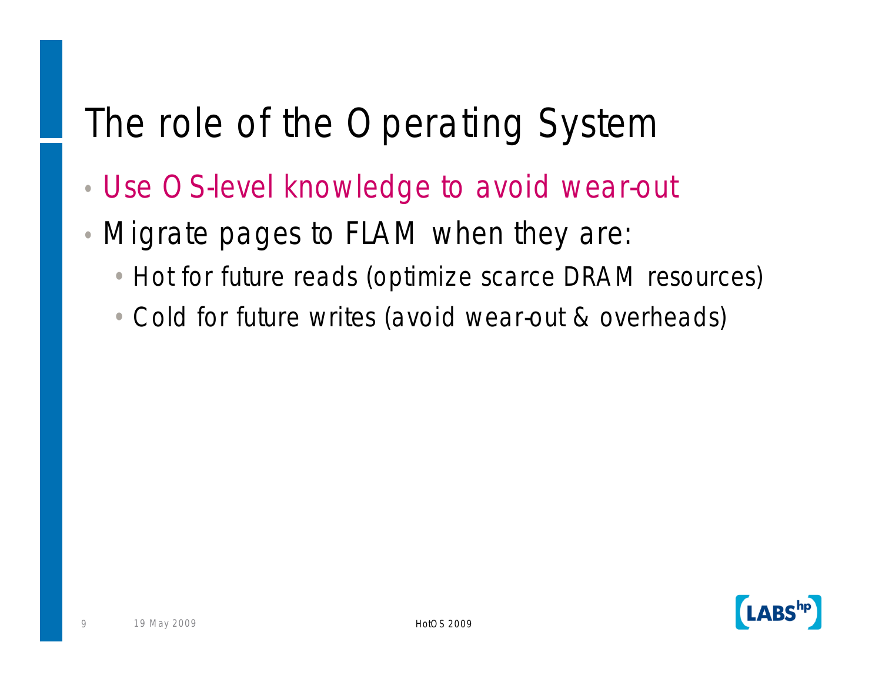# The role of the Operating System

- Use OS-level knowledge to avoid wear-out
- Migrate pages to FLAM when they are:
  - Hot for future reads (optimize scarce DRAM resources)
  - Cold for future writes (avoid wear-out & overheads)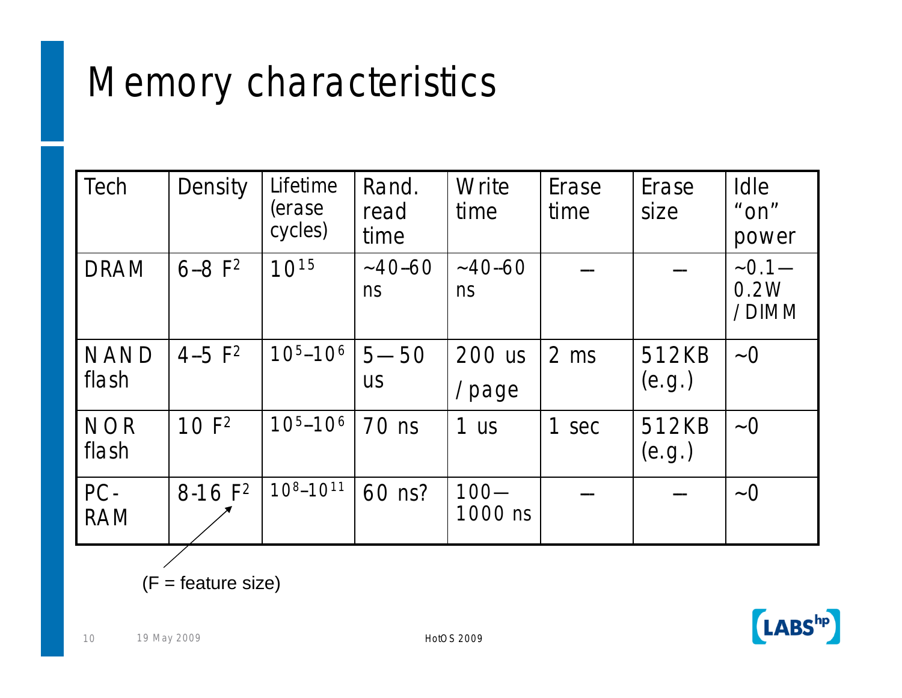# Memory characteristics

| Tech | Density | Lifetime (erase cycles) | Rand. read time | Write time | Erase time | Erase size | Idle "on" power |
|---|---|---|---|---|---|---|---|
| DRAM | 6–8 $F^2$ | $10^{15}$ | ~40–60 ns | ~40–60 ns | — | — | ~0.1—0.2W / DIMM |
| NAND flash | 4–5 $F^2$ | $10^5$–$10^6$ | 5—50 us | 200 us / page | 2 ms | 512KB (e.g.) | ~0 |
| NOR flash | 10 $F^2$ | $10^5$–$10^6$ | 70 ns | 1 us | 1 sec | 512KB (e.g.) | ~0 |
| PC-RAM | 8-16 $F^2$ | $10^8$–$10^{11}$ | 60 ns? | 100—1000 ns | — | — | ~0 |

(F = feature size)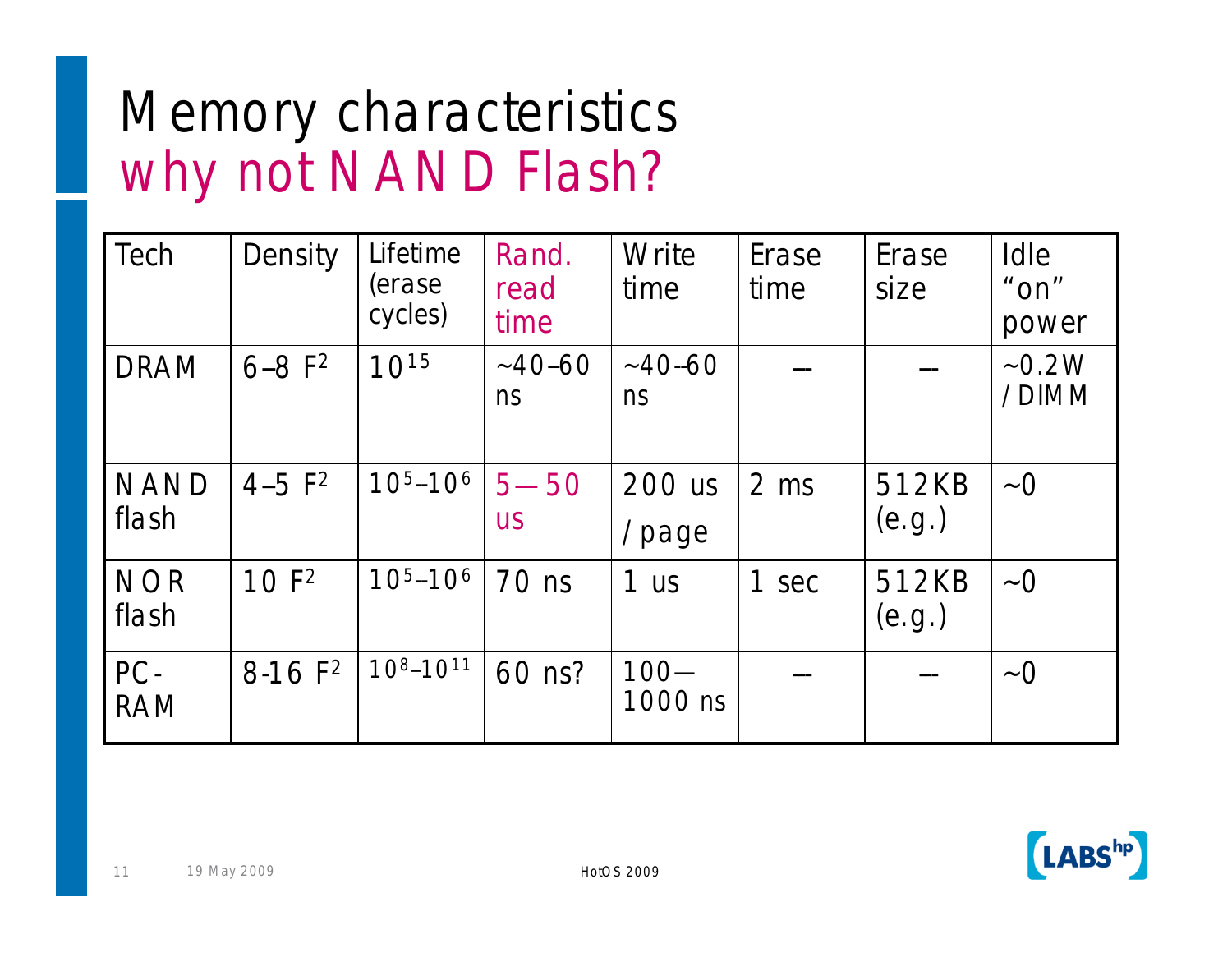# Memory characteristics

## why not NAND Flash?

| Tech | Density | Lifetime (erase cycles) | Rand. read time | Write time | Erase time | Erase size | Idle "on" power |
|---|---|---|---|---|---|---|---|
| DRAM | 6–8 $F^2$ | $10^{15}$ | ~40–60 ns | ~40–60 ns | — | — | ~0.2W / DIMM |
| NAND flash | 4–5 $F^2$ | $10^5$–$10^6$ | 5—50 us | 200 us / page | 2 ms | 512KB (e.g.) | ~0 |
| NOR flash | 10 $F^2$ | $10^5$–$10^6$ | 70 ns | 1 us | 1 sec | 512KB (e.g.) | ~0 |
| PC-RAM | 8-16 $F^2$ | $10^8$–$10^{11}$ | 60 ns? | 100—1000 ns | — | — | ~0 |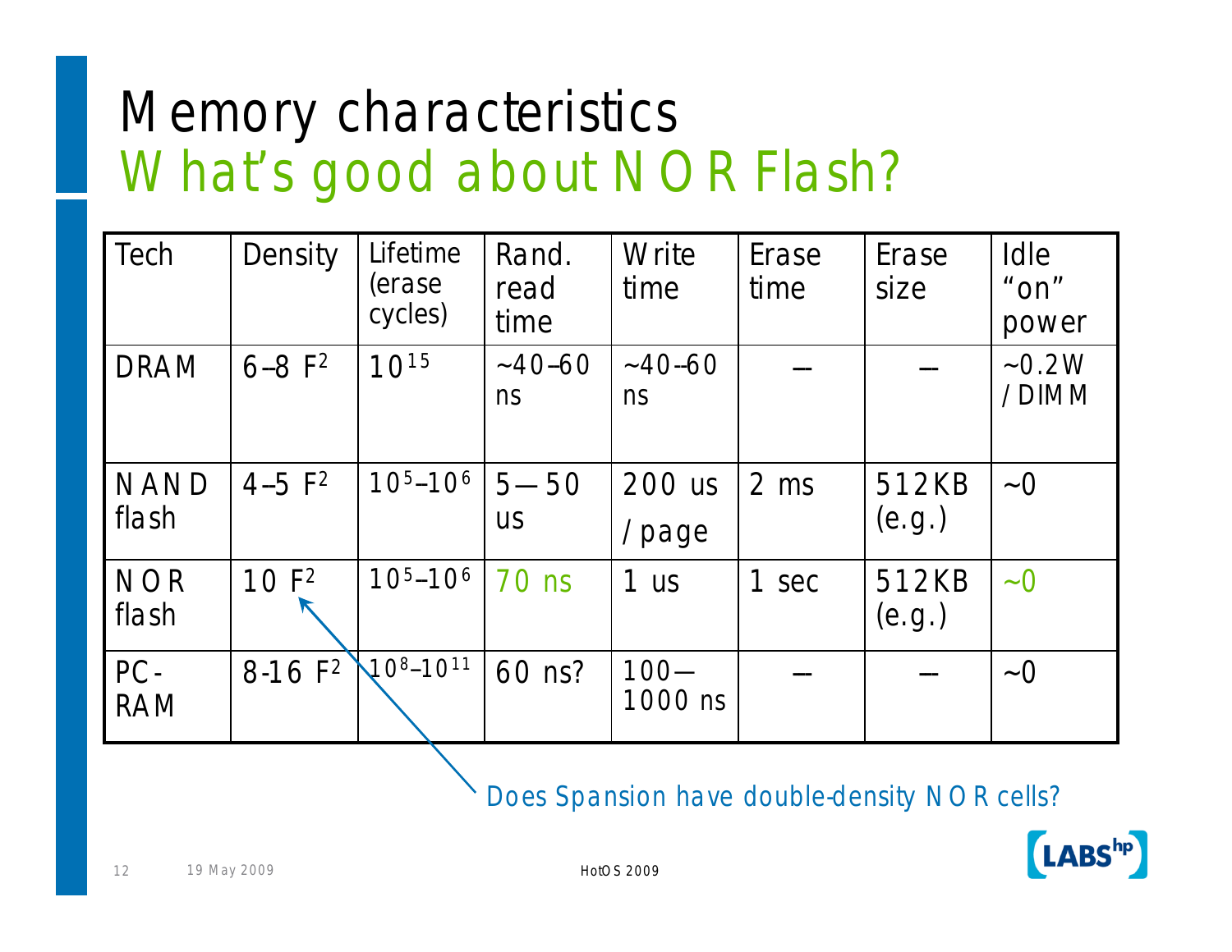# Memory characteristics

## What's good about NOR Flash?

| Tech | Density | Lifetime (erase cycles) | Rand. read time | Write time | Erase time | Erase size | Idle "on" power |
|---|---|---|---|---|---|---|---|
| DRAM | 6–8 $F^2$ | $10^{15}$ | ~40–60 ns | ~40–60 ns | — | — | ~0.2W / DIMM |
| NAND flash | 4–5 $F^2$ | $10^5$–$10^6$ | 5—50 us | 200 us / page | 2 ms | 512KB (e.g.) | ~0 |
| NOR flash | 10 $F^2$ | $10^5$–$10^6$ | 70 ns | 1 us | 1 sec | 512KB (e.g.) | ~0 |
| PC-RAM | 8-16 $F^2$ | $10^8$–$10^{11}$ | 60 ns? | 100—1000 ns | — | — | ~0 |

Does Spansion have double-density NOR cells?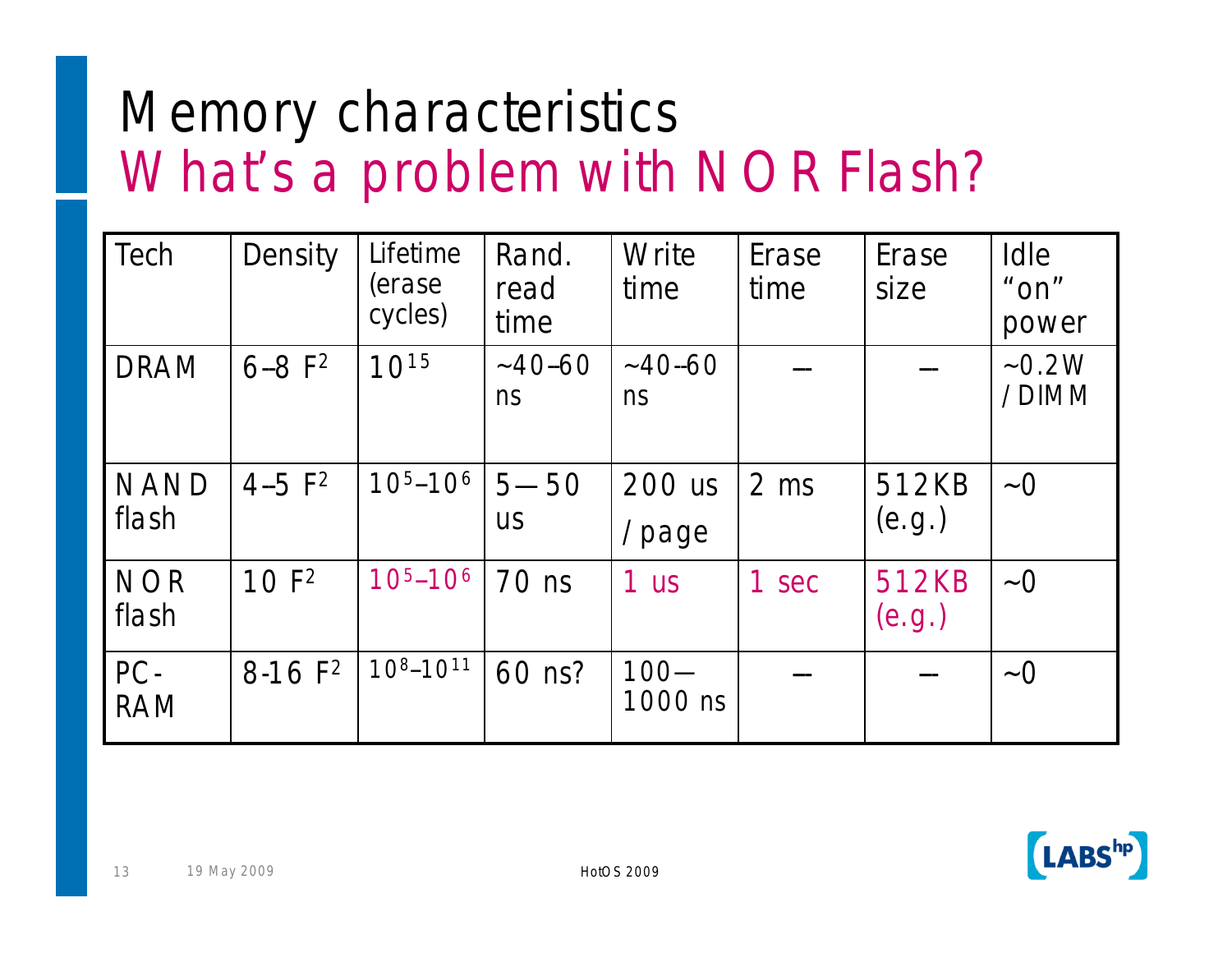# Memory characteristics

## What's a problem with NOR Flash?

| Tech | Density | Lifetime (erase cycles) | Rand. read time | Write time | Erase time | Erase size | Idle "on" power |
|---|---|---|---|---|---|---|---|
| DRAM | 6–8 $F^2$ | $10^{15}$ | ~40–60 ns | ~40–60 ns | — | — | ~0.2W / DIMM |
| NAND flash | 4–5 $F^2$ | $10^5$–$10^6$ | 5—50 us | 200 us / page | 2 ms | 512KB (e.g.) | ~0 |
| NOR flash | 10 $F^2$ | $10^5$–$10^6$ | 70 ns | 1 us | 1 sec | 512KB (e.g.) | ~0 |
| PC-RAM | 8-16 $F^2$ | $10^8$–$10^{11}$ | 60 ns? | 100—1000 ns | — | — | ~0 |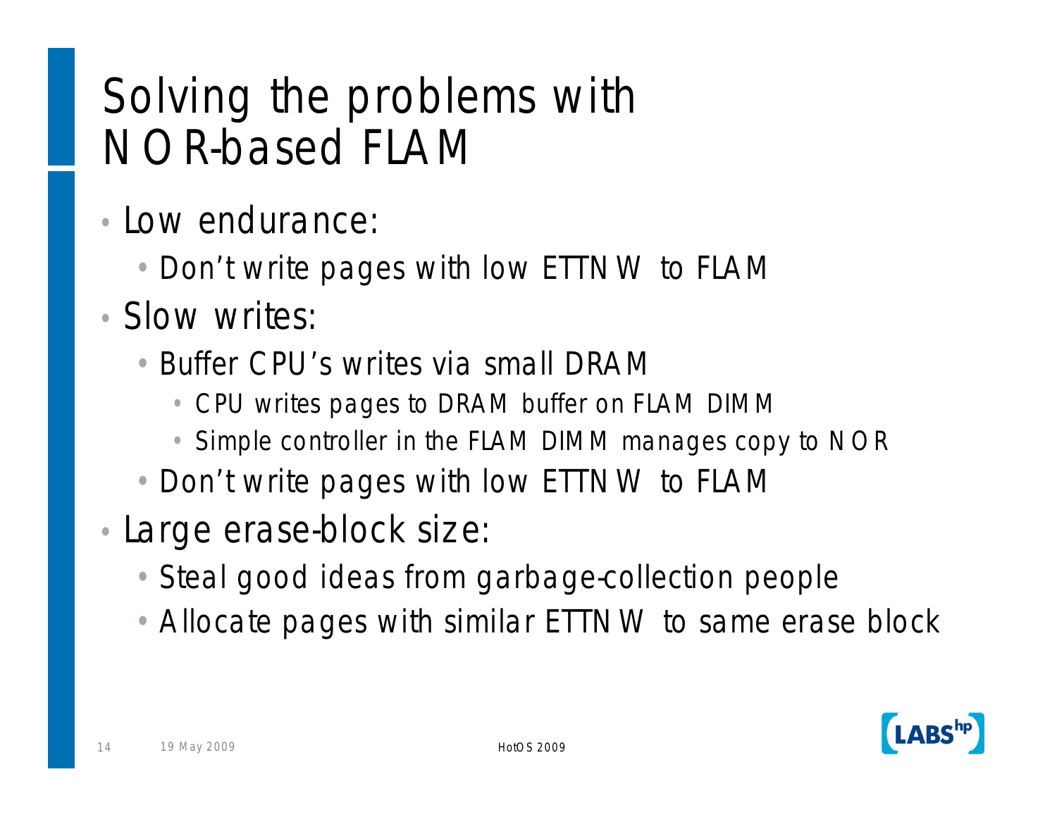# Solving the problems with NOR-based FLAM

- Low endurance:
  - Don't write pages with low ETTNW to FLAM
- Slow writes:
  - Buffer CPU's writes via small DRAM
    - CPU writes pages to DRAM buffer on FLAM DIMM
    - Simple controller in the FLAM DIMM manages copy to NOR
  - Don't write pages with low ETTNW to FLAM
- Large erase-block size:
  - Steal good ideas from garbage-collection people
  - Allocate pages with similar ETTNW to same erase block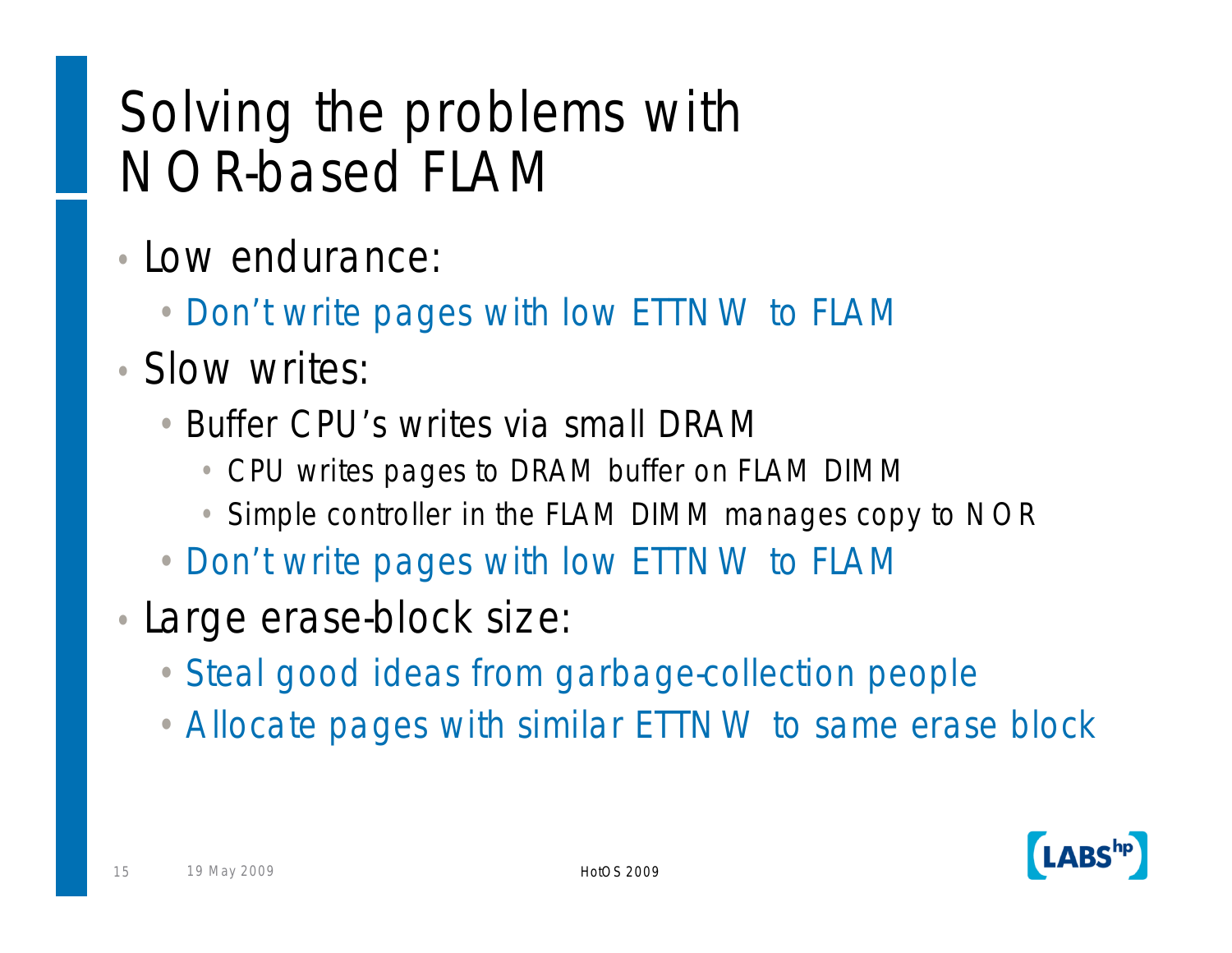# Solving the problems with NOR-based FLAM

- Low endurance:
  - Don't write pages with low ETTNW to FLAM
- Slow writes:
  - Buffer CPU's writes via small DRAM
    - CPU writes pages to DRAM buffer on FLAM DIMM
    - Simple controller in the FLAM DIMM manages copy to NOR
  - Don't write pages with low ETTNW to FLAM
- Large erase-block size:
  - Steal good ideas from garbage-collection people
  - Allocate pages with similar ETTNW to same erase block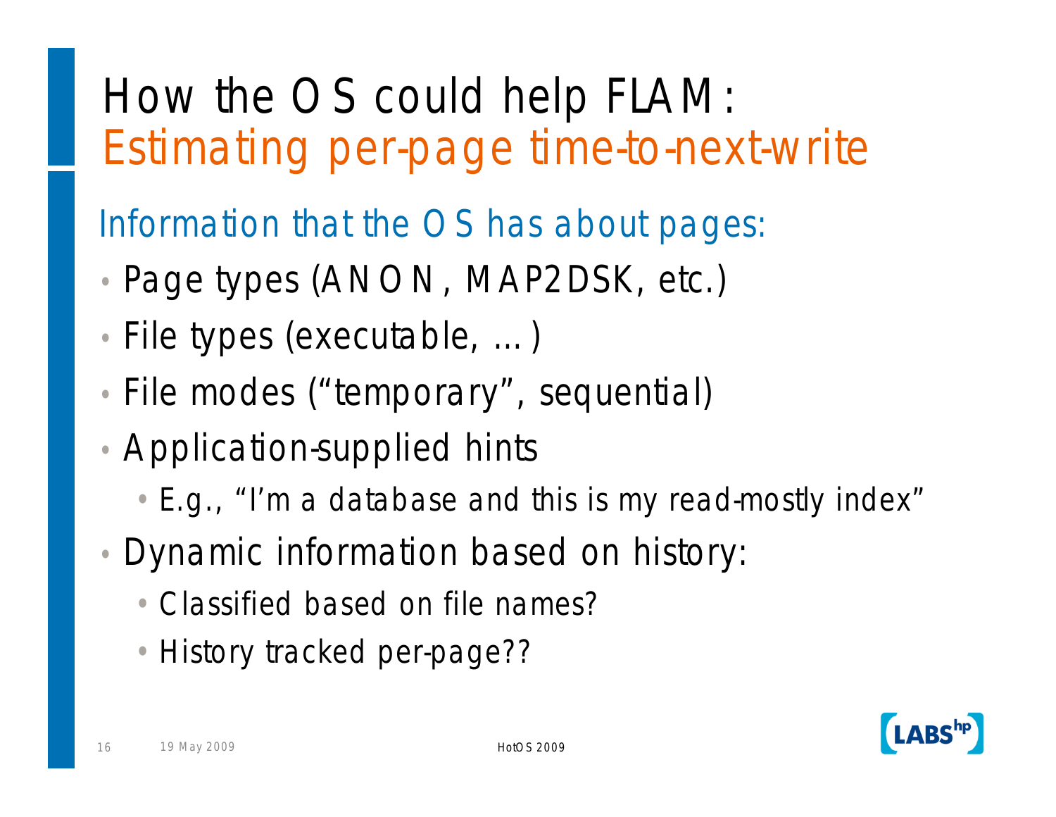# How the OS could help FLAM: Estimating per-page time-to-next-write

## Information that the OS has about pages:

- Page types (ANON, MAP2DSK, etc.)
- File types (executable, ...)
- File modes (“temporary”, sequential)
- Application-supplied hints
  - E.g., “I’m a database and this is my read-mostly index”
- Dynamic information based on history:
  - Classified based on file names?
  - History tracked per-page??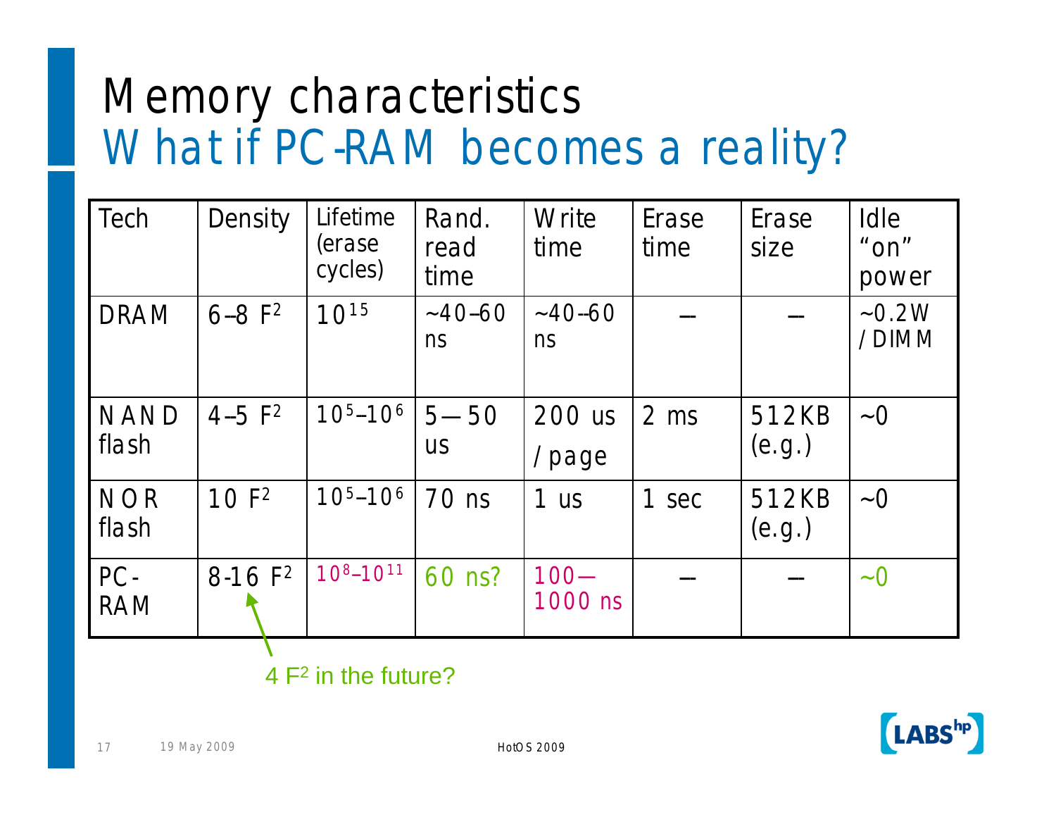# Memory characteristics

## What if PC-RAM becomes a reality?

| Tech | Density | Lifetime (erase cycles) | Rand. read time | Write time | Erase time | Erase size | Idle "on" power |
|---|---|---|---|---|---|---|---|
| DRAM | 6–8 $F^2$ | $10^{15}$ | ~40–60 ns | ~40–60 ns | — | — | ~0.2W / DIMM |
| NAND flash | 4–5 $F^2$ | $10^5$–$10^6$ | 5—50 us | 200 us / page | 2 ms | 512KB (e.g.) | ~0 |
| NOR flash | 10 $F^2$ | $10^5$–$10^6$ | 70 ns | 1 us | 1 sec | 512KB (e.g.) | ~0 |
| PC-RAM | 8-16 $F^2$ | $10^8$–$10^{11}$ | 60 ns? | 100—1000 ns | — | — | ~0 |

4 $F^2$ in the future?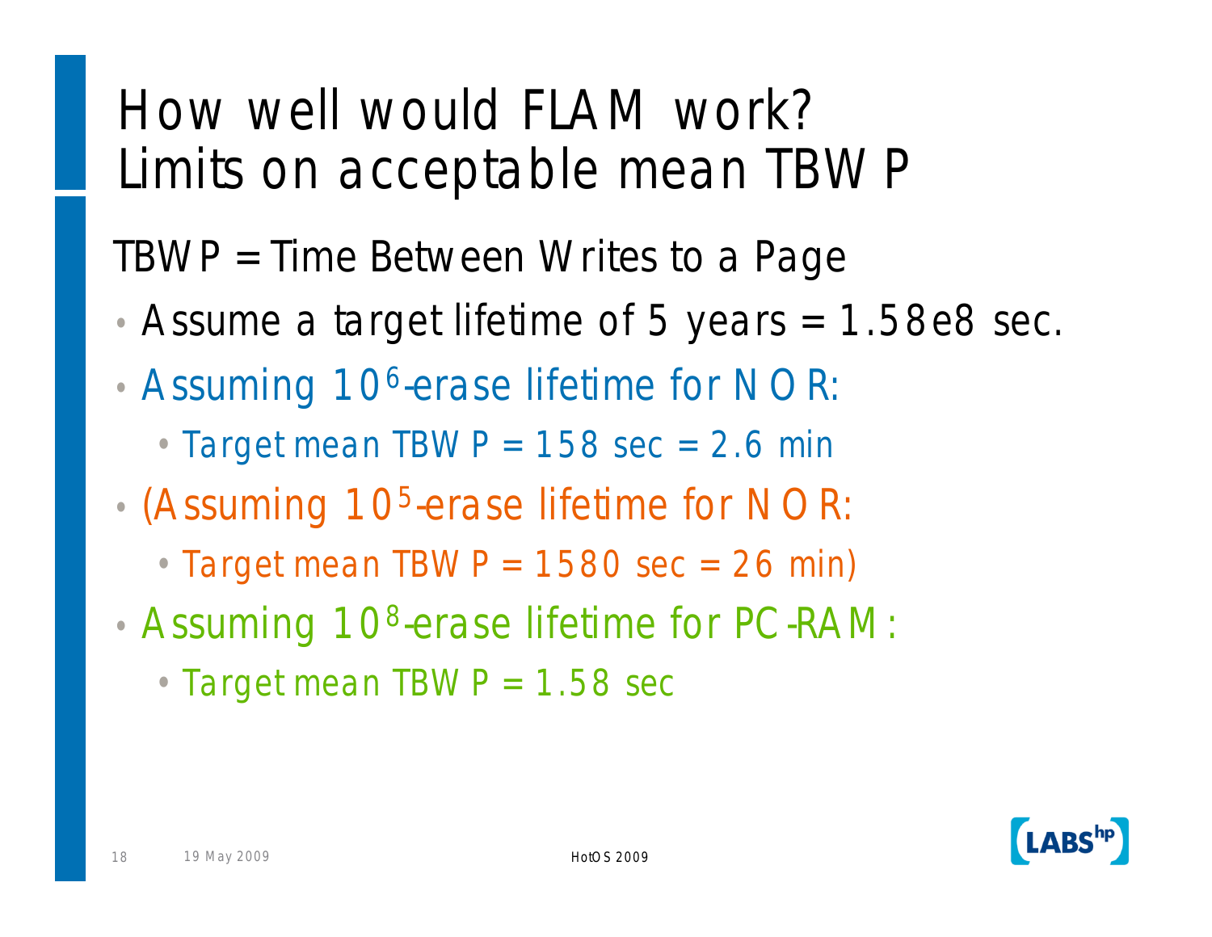# How well would FLAM work? Limits on acceptable mean TBWP

TBWP = Time Between Writes to a Page

- Assume a target lifetime of 5 years = 1.58e8 sec.
- Assuming $10^6$-erase lifetime for NOR:
  - Target mean TBWP = 158 sec = 2.6 min
- (Assuming $10^5$-erase lifetime for NOR:
  - Target mean TBWP = 1580 sec = 26 min)
- Assuming $10^8$-erase lifetime for PC-RAM:
  - Target mean TBWP = 1.58 sec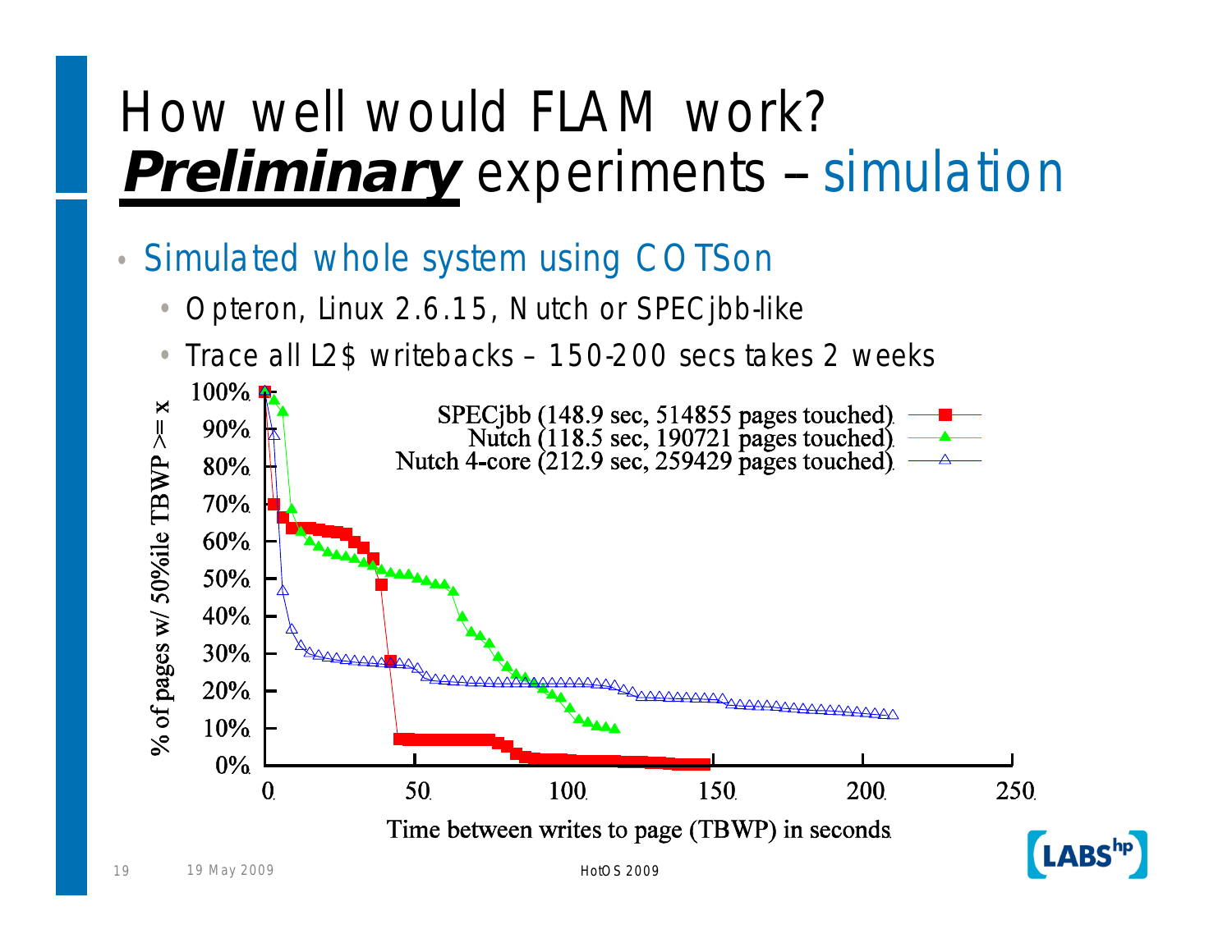# How well would FLAM work?
# ***Preliminary*** experiments – simulation

- Simulated whole system using COTSon
  - Opteron, Linux 2.6.15, Nutch or SPECjbb-like
  - Trace all L2$ writebacks – 150-200 secs takes 2 weeks

SPECjbb (148.9 sec, 514855 pages touched)
Nutch (118.5 sec, 190721 pages touched)
Nutch 4-core (212.9 sec, 259429 pages touched)

% of pages w/ 50%ile TBWP >= x

Time between writes to page (TBWP) in seconds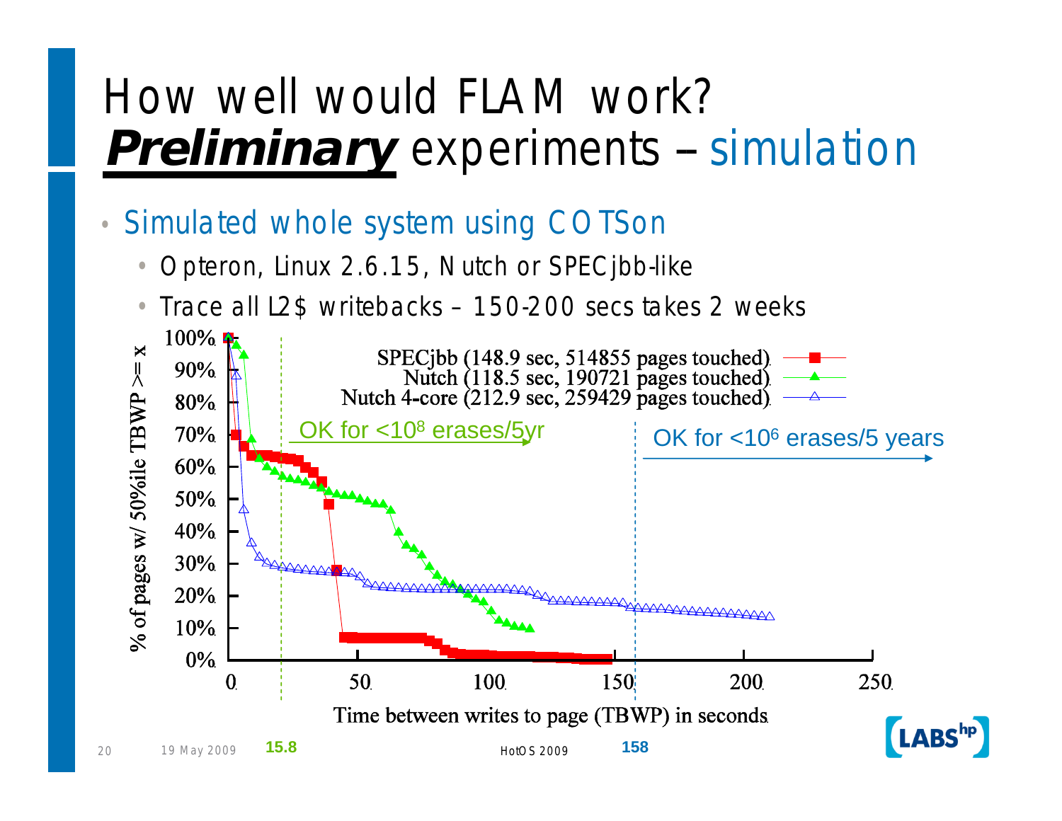# How well would FLAM work? ***Preliminary*** experiments – simulation

- Simulated whole system using COTSon
  - Opteron, Linux 2.6.15, Nutch or SPECjbb-like
  - Trace all L2$ writebacks – 150-200 secs takes 2 weeks

Y-axis: % of pages w/ 50%ile TBWP >= x (0%–100%)

X-axis: Time between writes to page (TBWP) in seconds (0–250)

Legend:
- SPECjbb (148.9 sec, 514855 pages touched)
- Nutch (118.5 sec, 190721 pages touched)
- Nutch 4-core (212.9 sec, 259429 pages touched)

OK for <$10^8$ erases/5yr (at 15.8)

OK for <$10^6$ erases/5 years (at 158)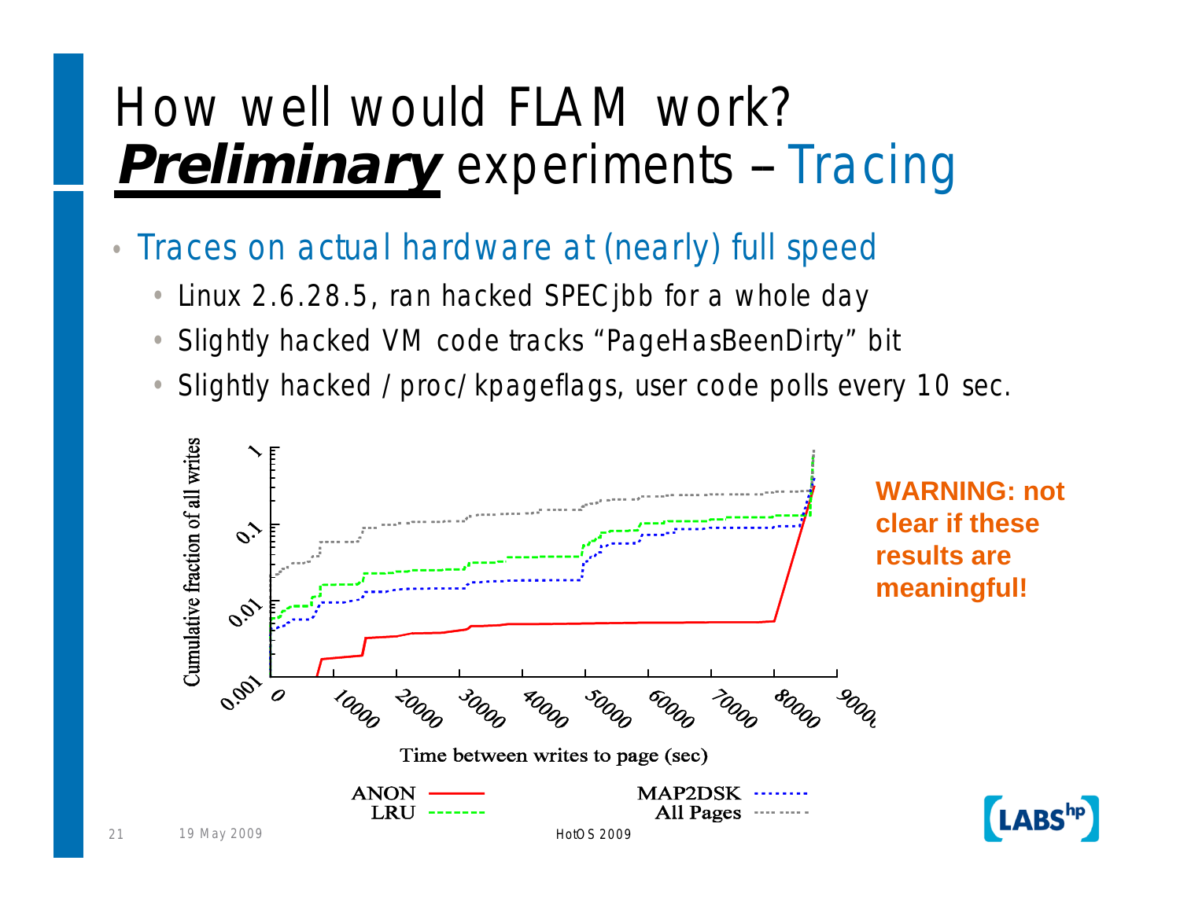# How well would FLAM work? ***Preliminary*** experiments – Tracing

- Traces on actual hardware at (nearly) full speed
  - Linux 2.6.28.5, ran hacked SPECjbb for a whole day
  - Slightly hacked VM code tracks "PageHasBeenDirty" bit
  - Slightly hacked /proc/kpageflags, user code polls every 10 sec.

**WARNING: not clear if these results are meaningful!**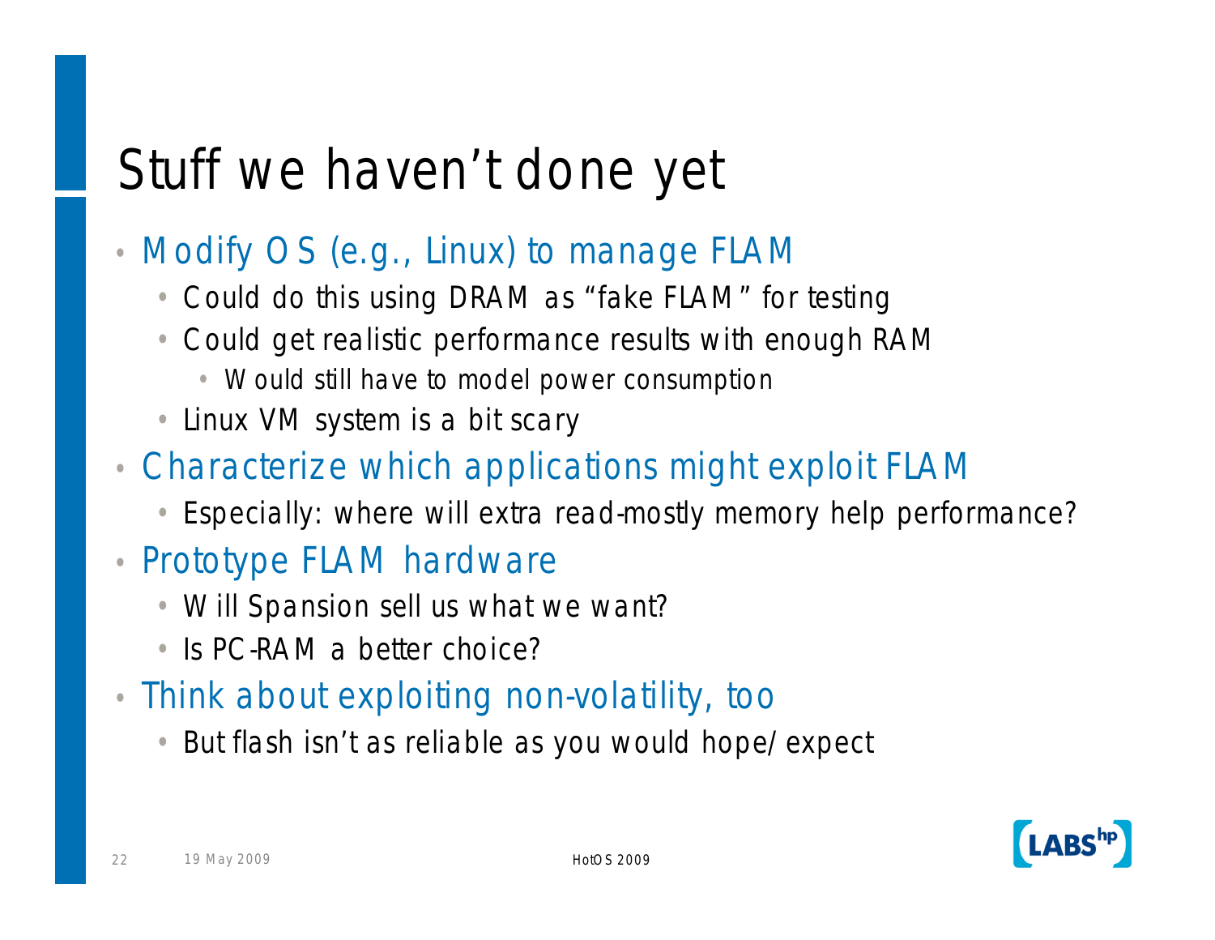# Stuff we haven't done yet

- Modify OS (e.g., Linux) to manage FLAM
  - Could do this using DRAM as "fake FLAM" for testing
  - Could get realistic performance results with enough RAM
    - Would still have to model power consumption
  - Linux VM system is a bit scary
- Characterize which applications might exploit FLAM
  - Especially: where will extra read-mostly memory help performance?
- Prototype FLAM hardware
  - Will Spansion sell us what we want?
  - Is PC-RAM a better choice?
- Think about exploiting non-volatility, too
  - But flash isn't as reliable as you would hope/expect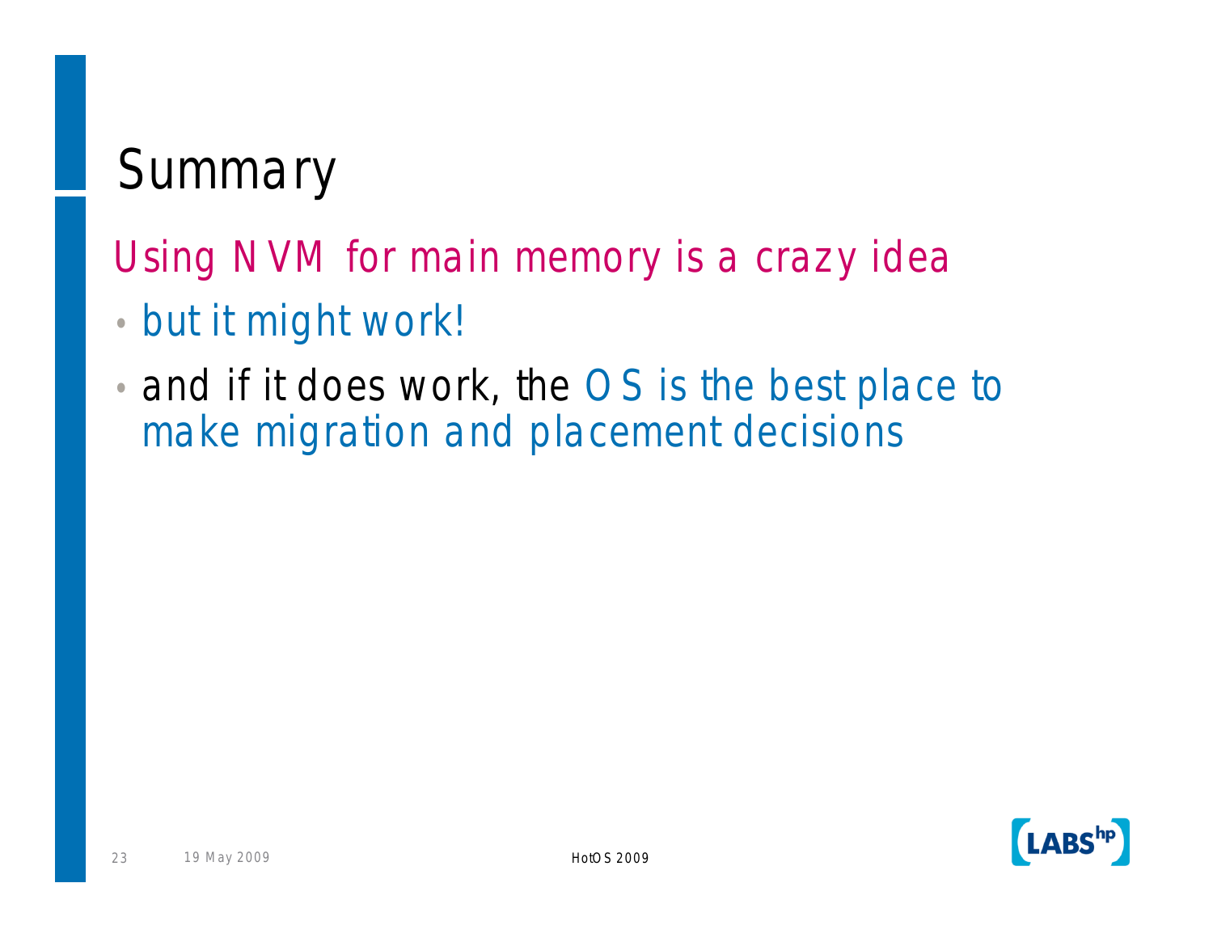# Summary

Using NVM for main memory is a crazy idea

- but it might work!
- and if it does work, the OS is the best place to make migration and placement decisions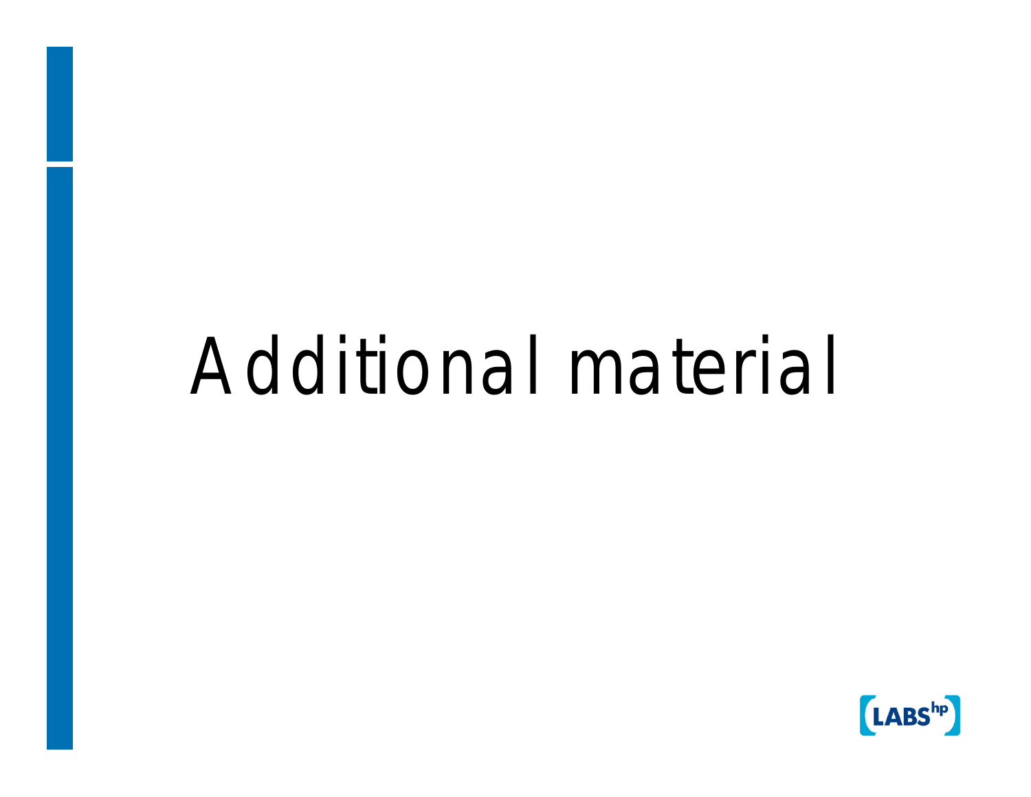# Additional material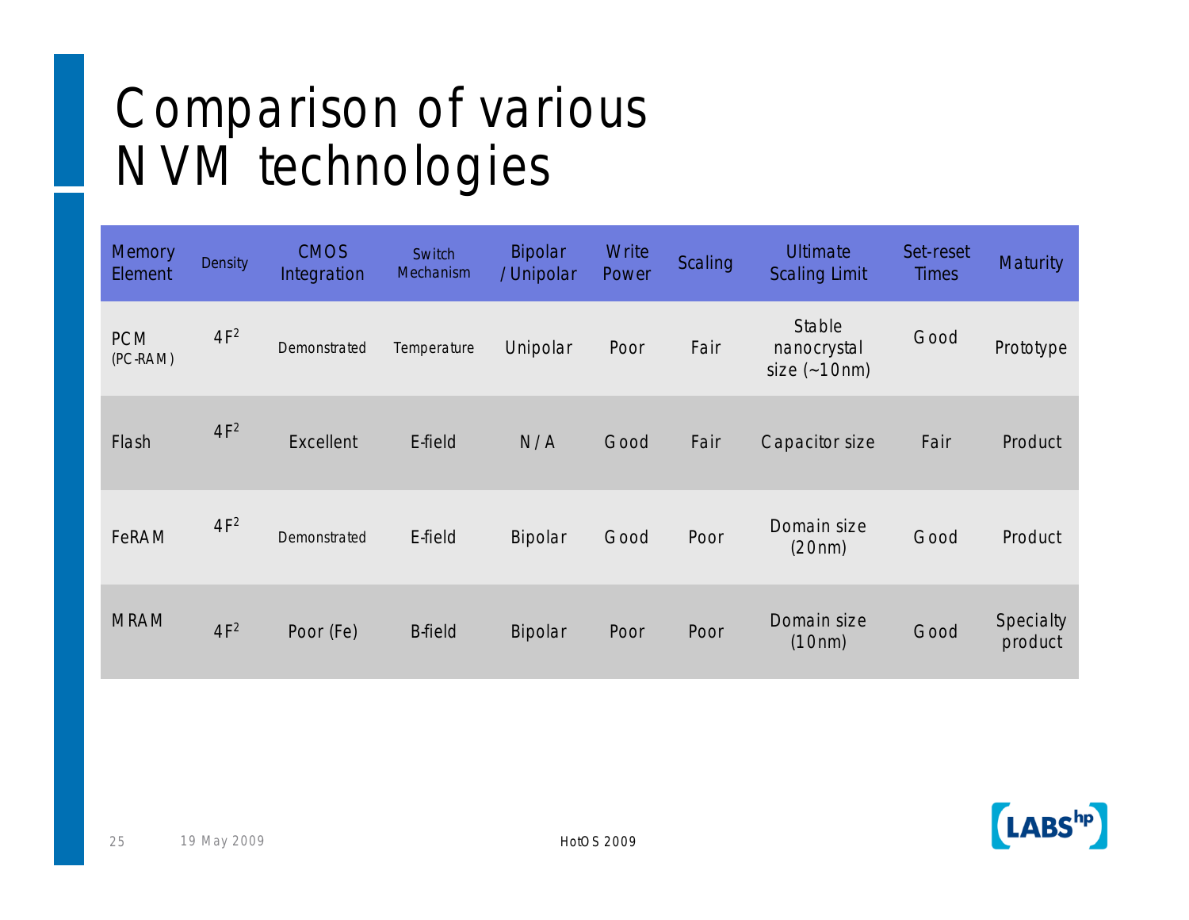# Comparison of various NVM technologies

| Memory Element | Density | CMOS Integration | Switch Mechanism | Bipolar / Unipolar | Write Power | Scaling | Ultimate Scaling Limit | Set-reset Times | Maturity |
|---|---|---|---|---|---|---|---|---|---|
| PCM (PC-RAM) | $4F^2$ | Demonstrated | Temperature | Unipolar | Poor | Fair | Stable nanocrystal size (~10nm) | Good | Prototype |
| Flash | $4F^2$ | Excellent | E-field | N/A | Good | Fair | Capacitor size | Fair | Product |
| FeRAM | $4F^2$ | Demonstrated | E-field | Bipolar | Good | Poor | Domain size (20nm) | Good | Product |
| MRAM | $4F^2$ | Poor (Fe) | B-field | Bipolar | Poor | Poor | Domain size (10nm) | Good | Specialty product |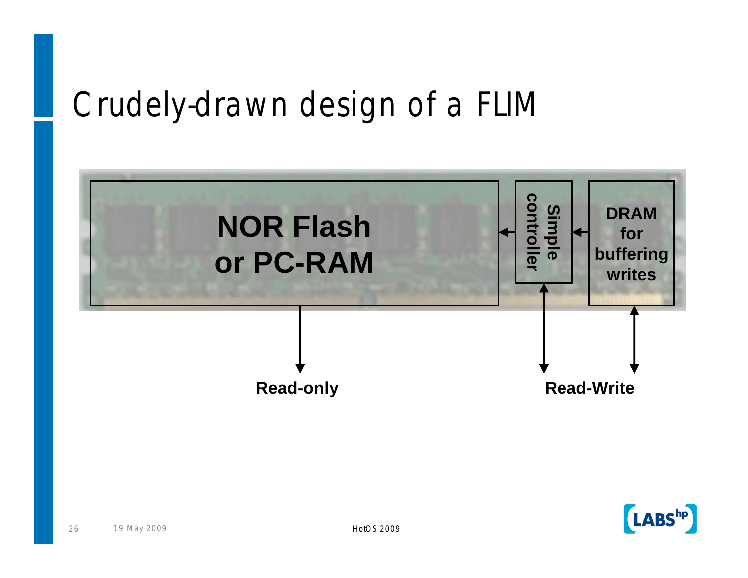# Crudely-drawn design of a FLIM

NOR Flash or PC-RAM

Simple controller

DRAM for buffering writes

Read-only

Read-Write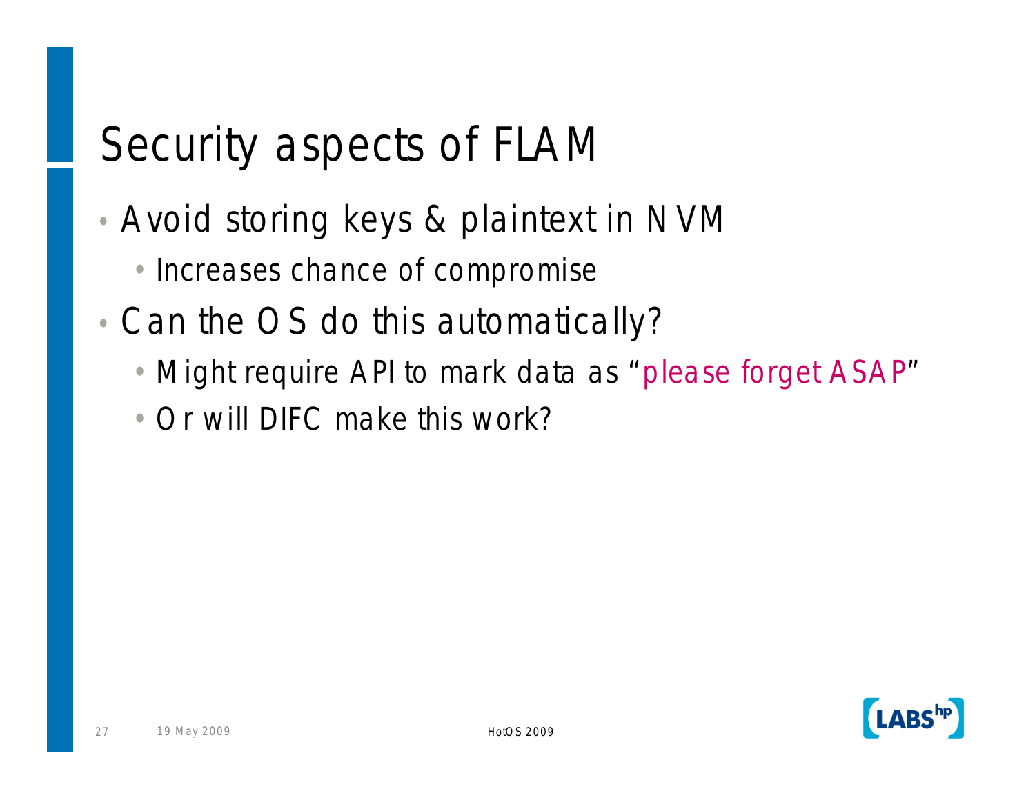# Security aspects of FLAM

- Avoid storing keys & plaintext in NVM
  - Increases chance of compromise
- Can the OS do this automatically?
  - Might require API to mark data as "please forget ASAP"
  - Or will DIFC make this work?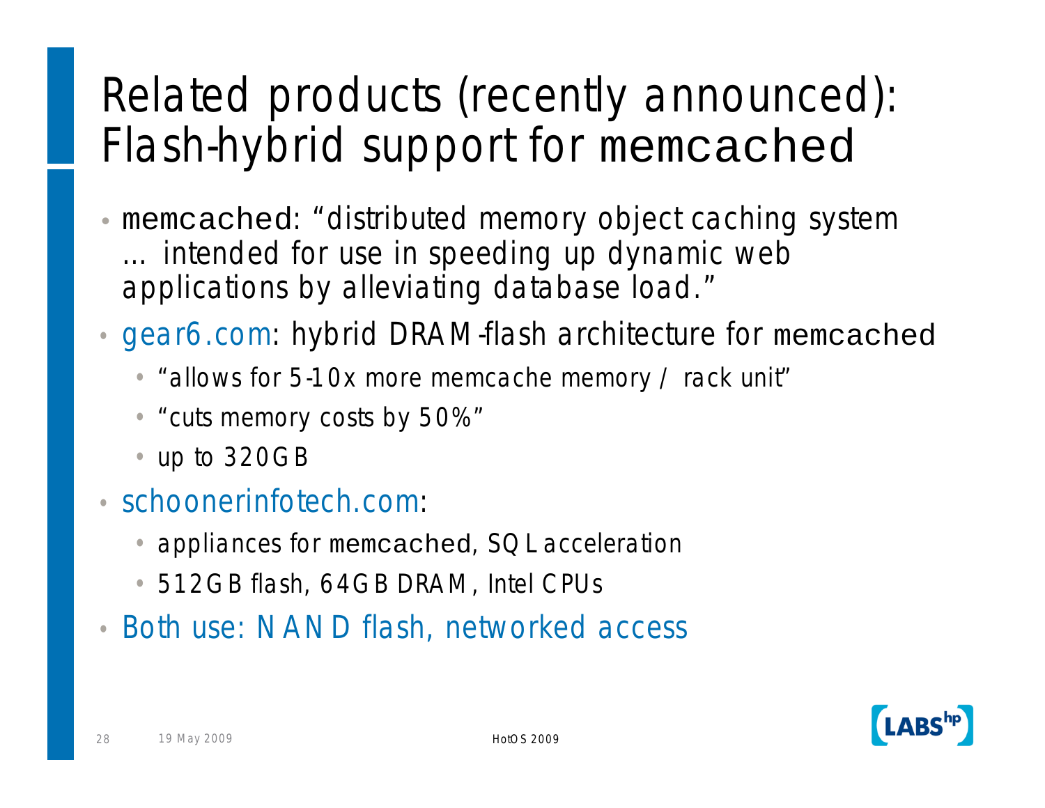# Related products (recently announced): Flash-hybrid support for memcached

- memcached: "distributed memory object caching system … intended for use in speeding up dynamic web applications by alleviating database load."
- gear6.com: hybrid DRAM-flash architecture for memcached
  - "allows for 5-10x more memcache memory / rack unit"
  - "cuts memory costs by 50%"
  - up to 320GB
- schoonerinfotech.com:
  - appliances for memcached, SQL acceleration
  - 512GB flash, 64GB DRAM, Intel CPUs
- Both use: NAND flash, networked access